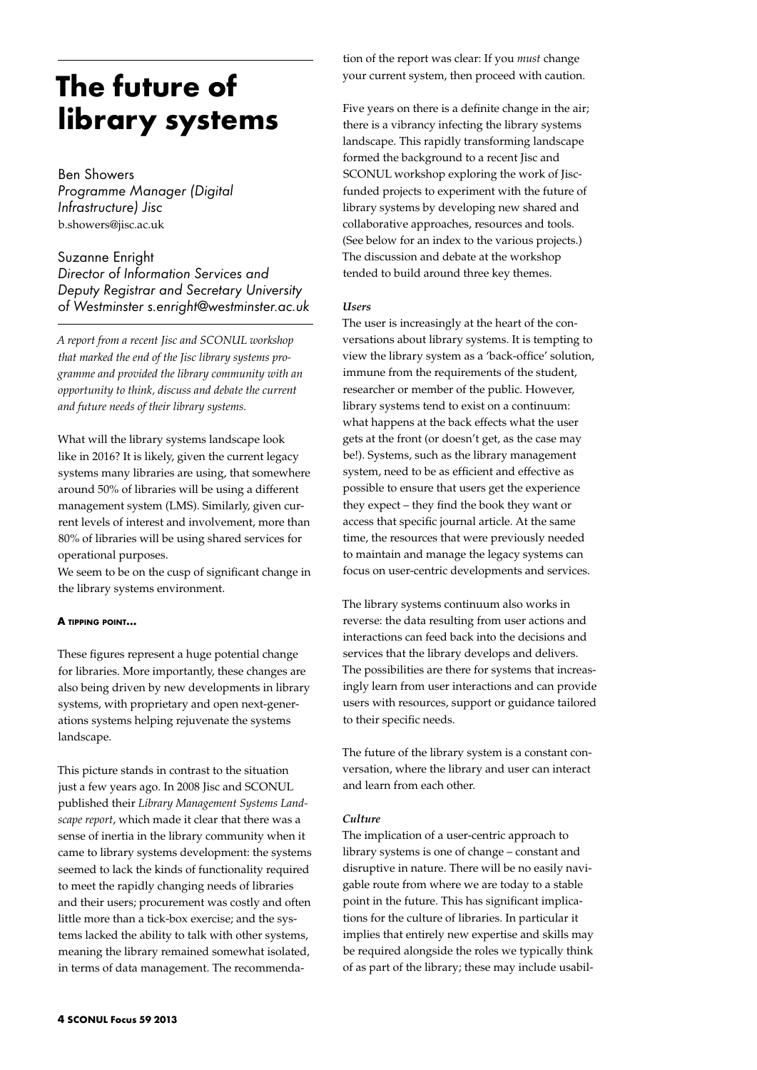# The future of library systems

Ben Showers
*Programme Manager (Digital Infrastructure) Jisc*
b.showers@jisc.ac.uk

Suzanne Enright
*Director of Information Services and Deputy Registrar and Secretary University of Westminster s.enright@westminster.ac.uk*

*A report from a recent Jisc and SCONUL workshop that marked the end of the Jisc library systems programme and provided the library community with an opportunity to think, discuss and debate the current and future needs of their library systems.*

What will the library systems landscape look like in 2016? It is likely, given the current legacy systems many libraries are using, that somewhere around 50% of libraries will be using a different management system (LMS). Similarly, given current levels of interest and involvement, more than 80% of libraries will be using shared services for operational purposes.

We seem to be on the cusp of significant change in the library systems environment.

## A tipping point…

These figures represent a huge potential change for libraries. More importantly, these changes are also being driven by new developments in library systems, with proprietary and open next-generations systems helping rejuvenate the systems landscape.

This picture stands in contrast to the situation just a few years ago. In 2008 Jisc and SCONUL published their *Library Management Systems Landscape report*, which made it clear that there was a sense of inertia in the library community when it came to library systems development: the systems seemed to lack the kinds of functionality required to meet the rapidly changing needs of libraries and their users; procurement was costly and often little more than a tick-box exercise; and the systems lacked the ability to talk with other systems, meaning the library remained somewhat isolated, in terms of data management. The recommendation of the report was clear: If you *must* change your current system, then proceed with caution.

Five years on there is a definite change in the air; there is a vibrancy infecting the library systems landscape. This rapidly transforming landscape formed the background to a recent Jisc and SCONUL workshop exploring the work of Jisc-funded projects to experiment with the future of library systems by developing new shared and collaborative approaches, resources and tools. (See below for an index to the various projects.) The discussion and debate at the workshop tended to build around three key themes.

### *Users*

The user is increasingly at the heart of the conversations about library systems. It is tempting to view the library system as a 'back-office' solution, immune from the requirements of the student, researcher or member of the public. However, library systems tend to exist on a continuum: what happens at the back effects what the user gets at the front (or doesn't get, as the case may be!). Systems, such as the library management system, need to be as efficient and effective as possible to ensure that users get the experience they expect – they find the book they want or access that specific journal article. At the same time, the resources that were previously needed to maintain and manage the legacy systems can focus on user-centric developments and services.

The library systems continuum also works in reverse: the data resulting from user actions and interactions can feed back into the decisions and services that the library develops and delivers. The possibilities are there for systems that increasingly learn from user interactions and can provide users with resources, support or guidance tailored to their specific needs.

The future of the library system is a constant conversation, where the library and user can interact and learn from each other.

### *Culture*

The implication of a user-centric approach to library systems is one of change – constant and disruptive in nature. There will be no easily navigable route from where we are today to a stable point in the future. This has significant implications for the culture of libraries. In particular it implies that entirely new expertise and skills may be required alongside the roles we typically think of as part of the library; these may include usabil-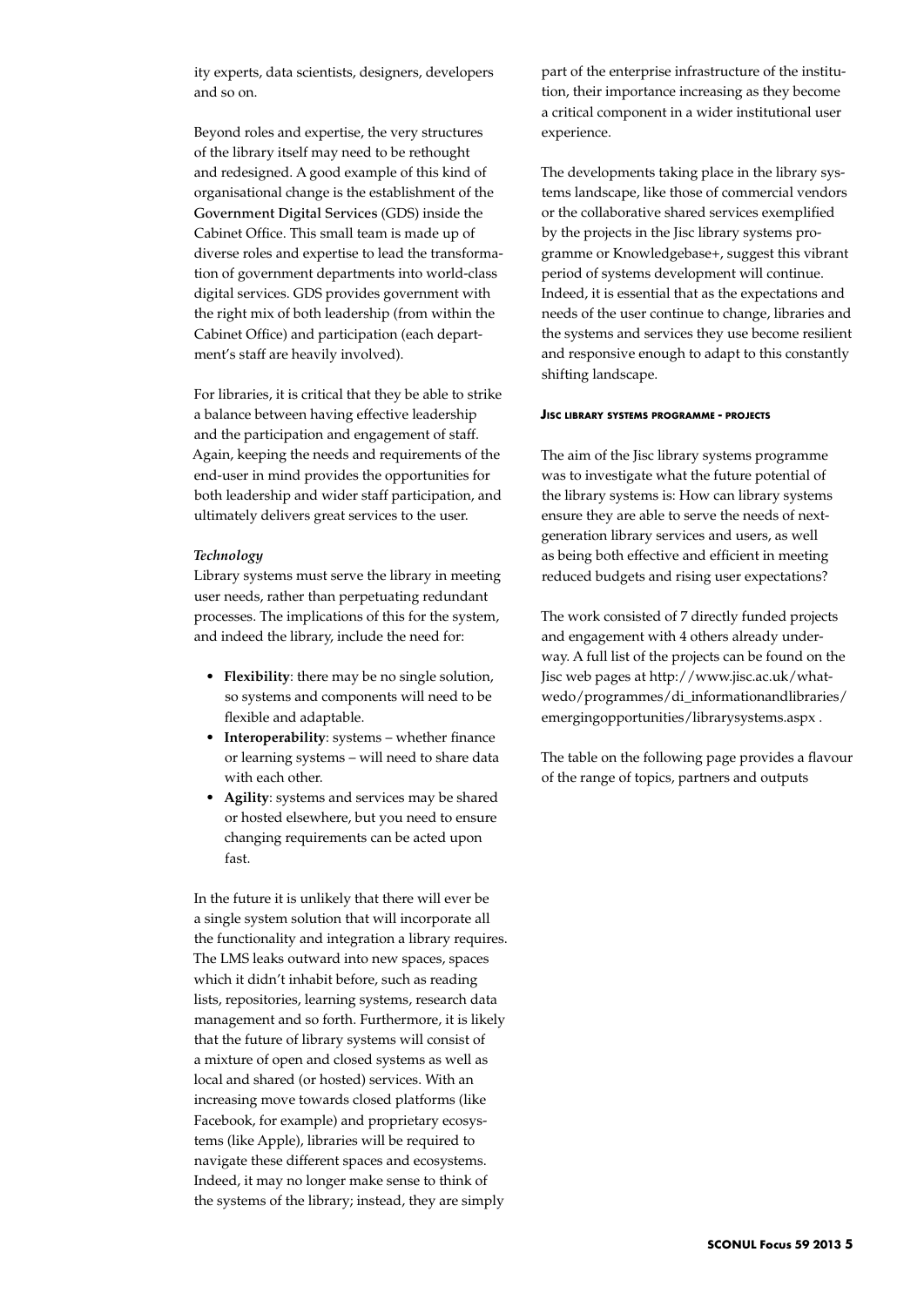ity experts, data scientists, designers, developers and so on.

Beyond roles and expertise, the very structures of the library itself may need to be rethought and redesigned. A good example of this kind of organisational change is the establishment of the Government Digital Services (GDS) inside the Cabinet Office. This small team is made up of diverse roles and expertise to lead the transformation of government departments into world-class digital services. GDS provides government with the right mix of both leadership (from within the Cabinet Office) and participation (each department's staff are heavily involved).

For libraries, it is critical that they be able to strike a balance between having effective leadership and the participation and engagement of staff. Again, keeping the needs and requirements of the end-user in mind provides the opportunities for both leadership and wider staff participation, and ultimately delivers great services to the user.

***Technology***

Library systems must serve the library in meeting user needs, rather than perpetuating redundant processes. The implications of this for the system, and indeed the library, include the need for:

- **Flexibility**: there may be no single solution, so systems and components will need to be flexible and adaptable.
- **Interoperability**: systems – whether finance or learning systems – will need to share data with each other.
- **Agility**: systems and services may be shared or hosted elsewhere, but you need to ensure changing requirements can be acted upon fast.

In the future it is unlikely that there will ever be a single system solution that will incorporate all the functionality and integration a library requires. The LMS leaks outward into new spaces, spaces which it didn't inhabit before, such as reading lists, repositories, learning systems, research data management and so forth. Furthermore, it is likely that the future of library systems will consist of a mixture of open and closed systems as well as local and shared (or hosted) services. With an increasing move towards closed platforms (like Facebook, for example) and proprietary ecosystems (like Apple), libraries will be required to navigate these different spaces and ecosystems. Indeed, it may no longer make sense to think of the systems of the library; instead, they are simply part of the enterprise infrastructure of the institution, their importance increasing as they become a critical component in a wider institutional user experience.

The developments taking place in the library systems landscape, like those of commercial vendors or the collaborative shared services exemplified by the projects in the Jisc library systems programme or Knowledgebase+, suggest this vibrant period of systems development will continue. Indeed, it is essential that as the expectations and needs of the user continue to change, libraries and the systems and services they use become resilient and responsive enough to adapt to this constantly shifting landscape.

#### Jisc library systems programme - projects

The aim of the Jisc library systems programme was to investigate what the future potential of the library systems is: How can library systems ensure they are able to serve the needs of next-generation library services and users, as well as being both effective and efficient in meeting reduced budgets and rising user expectations?

The work consisted of 7 directly funded projects and engagement with 4 others already underway. A full list of the projects can be found on the Jisc web pages at http://www.jisc.ac.uk/whatwedo/programmes/di_informationandlibraries/emergingopportunities/librarysystems.aspx .

The table on the following page provides a flavour of the range of topics, partners and outputs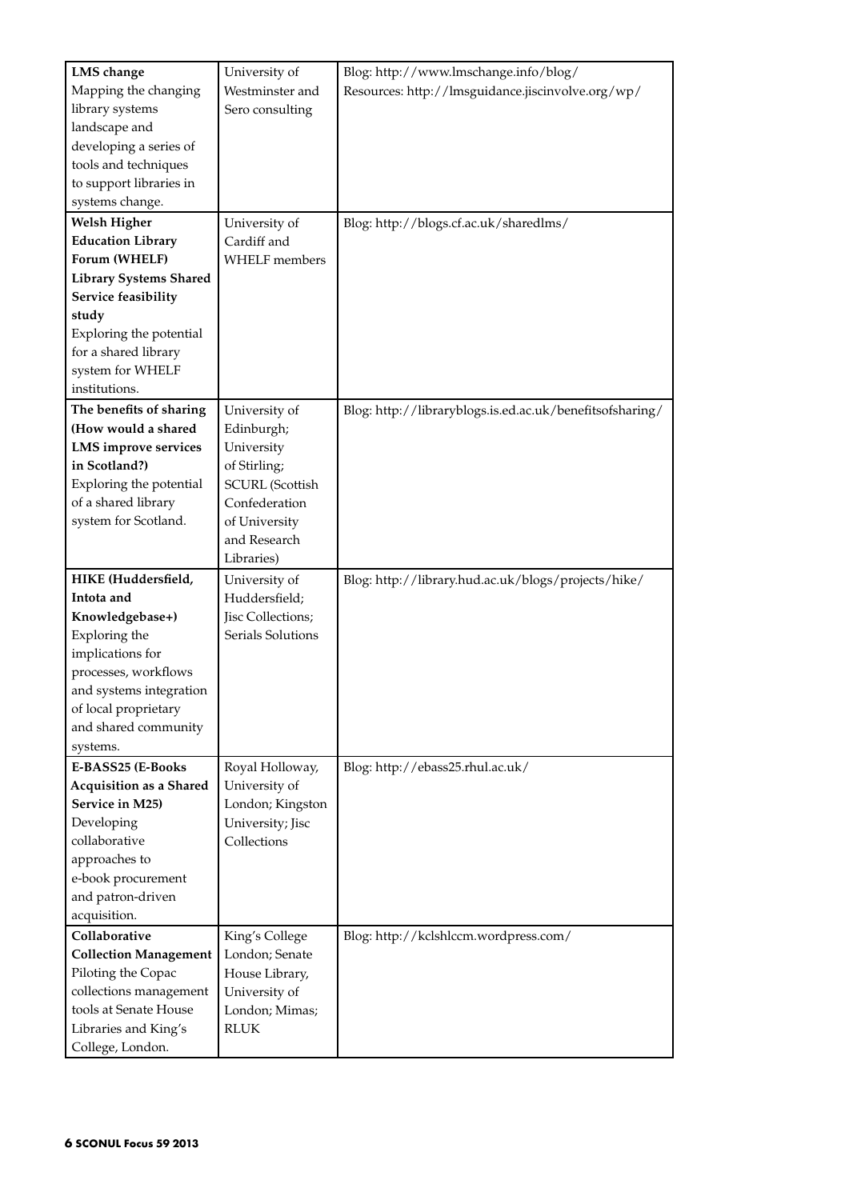| | | |
|---|---|---|
| **LMS change** Mapping the changing library systems landscape and developing a series of tools and techniques to support libraries in systems change. | University of Westminster and Sero consulting | Blog: http://www.lmschange.info/blog/ Resources: http://lmsguidance.jiscinvolve.org/wp/ |
| **Welsh Higher Education Library Forum (WHELF) Library Systems Shared Service feasibility study** Exploring the potential for a shared library system for WHELF institutions. | University of Cardiff and WHELF members | Blog: http://blogs.cf.ac.uk/sharedlms/ |
| **The benefits of sharing (How would a shared LMS improve services in Scotland?)** Exploring the potential of a shared library system for Scotland. | University of Edinburgh; University of Stirling; SCURL (Scottish Confederation of University and Research Libraries) | Blog: http://libraryblogs.is.ed.ac.uk/benefitsofsharing/ |
| **HIKE (Huddersfield, Intota and Knowledgebase+)** Exploring the implications for processes, workflows and systems integration of local proprietary and shared community systems. | University of Huddersfield; Jisc Collections; Serials Solutions | Blog: http://library.hud.ac.uk/blogs/projects/hike/ |
| **E-BASS25 (E-Books Acquisition as a Shared Service in M25)** Developing collaborative approaches to e-book procurement and patron-driven acquisition. | Royal Holloway, University of London; Kingston University; Jisc Collections | Blog: http://ebass25.rhul.ac.uk/ |
| **Collaborative Collection Management** Piloting the Copac collections management tools at Senate House Libraries and King's College, London. | King's College London; Senate House Library, University of London; Mimas; RLUK | Blog: http://kclshlccm.wordpress.com/ |